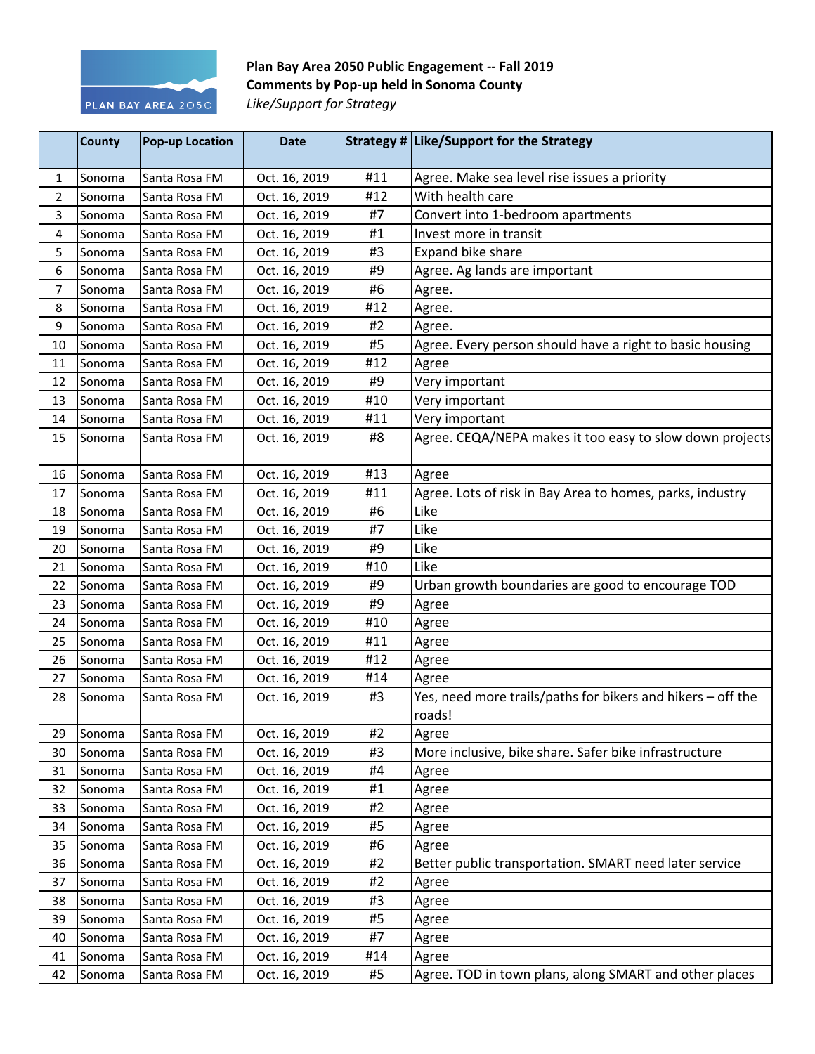**Plan Bay Area 2050 Public Engagement -- Fall 2019**
**Comments by Pop-up held in Sonoma County**
*Like/Support for Strategy*

| | County | Pop-up Location | Date | Strategy # | Like/Support for the Strategy |
|---|---|---|---|---|---|
| 1 | Sonoma | Santa Rosa FM | Oct. 16, 2019 | #11 | Agree. Make sea level rise issues a priority |
| 2 | Sonoma | Santa Rosa FM | Oct. 16, 2019 | #12 | With health care |
| 3 | Sonoma | Santa Rosa FM | Oct. 16, 2019 | #7 | Convert into 1-bedroom apartments |
| 4 | Sonoma | Santa Rosa FM | Oct. 16, 2019 | #1 | Invest more in transit |
| 5 | Sonoma | Santa Rosa FM | Oct. 16, 2019 | #3 | Expand bike share |
| 6 | Sonoma | Santa Rosa FM | Oct. 16, 2019 | #9 | Agree. Ag lands are important |
| 7 | Sonoma | Santa Rosa FM | Oct. 16, 2019 | #6 | Agree. |
| 8 | Sonoma | Santa Rosa FM | Oct. 16, 2019 | #12 | Agree. |
| 9 | Sonoma | Santa Rosa FM | Oct. 16, 2019 | #2 | Agree. |
| 10 | Sonoma | Santa Rosa FM | Oct. 16, 2019 | #5 | Agree. Every person should have a right to basic housing |
| 11 | Sonoma | Santa Rosa FM | Oct. 16, 2019 | #12 | Agree |
| 12 | Sonoma | Santa Rosa FM | Oct. 16, 2019 | #9 | Very important |
| 13 | Sonoma | Santa Rosa FM | Oct. 16, 2019 | #10 | Very important |
| 14 | Sonoma | Santa Rosa FM | Oct. 16, 2019 | #11 | Very important |
| 15 | Sonoma | Santa Rosa FM | Oct. 16, 2019 | #8 | Agree. CEQA/NEPA makes it too easy to slow down projects |
| 16 | Sonoma | Santa Rosa FM | Oct. 16, 2019 | #13 | Agree |
| 17 | Sonoma | Santa Rosa FM | Oct. 16, 2019 | #11 | Agree. Lots of risk in Bay Area to homes, parks, industry |
| 18 | Sonoma | Santa Rosa FM | Oct. 16, 2019 | #6 | Like |
| 19 | Sonoma | Santa Rosa FM | Oct. 16, 2019 | #7 | Like |
| 20 | Sonoma | Santa Rosa FM | Oct. 16, 2019 | #9 | Like |
| 21 | Sonoma | Santa Rosa FM | Oct. 16, 2019 | #10 | Like |
| 22 | Sonoma | Santa Rosa FM | Oct. 16, 2019 | #9 | Urban growth boundaries are good to encourage TOD |
| 23 | Sonoma | Santa Rosa FM | Oct. 16, 2019 | #9 | Agree |
| 24 | Sonoma | Santa Rosa FM | Oct. 16, 2019 | #10 | Agree |
| 25 | Sonoma | Santa Rosa FM | Oct. 16, 2019 | #11 | Agree |
| 26 | Sonoma | Santa Rosa FM | Oct. 16, 2019 | #12 | Agree |
| 27 | Sonoma | Santa Rosa FM | Oct. 16, 2019 | #14 | Agree |
| 28 | Sonoma | Santa Rosa FM | Oct. 16, 2019 | #3 | Yes, need more trails/paths for bikers and hikers – off the roads! |
| 29 | Sonoma | Santa Rosa FM | Oct. 16, 2019 | #2 | Agree |
| 30 | Sonoma | Santa Rosa FM | Oct. 16, 2019 | #3 | More inclusive, bike share. Safer bike infrastructure |
| 31 | Sonoma | Santa Rosa FM | Oct. 16, 2019 | #4 | Agree |
| 32 | Sonoma | Santa Rosa FM | Oct. 16, 2019 | #1 | Agree |
| 33 | Sonoma | Santa Rosa FM | Oct. 16, 2019 | #2 | Agree |
| 34 | Sonoma | Santa Rosa FM | Oct. 16, 2019 | #5 | Agree |
| 35 | Sonoma | Santa Rosa FM | Oct. 16, 2019 | #6 | Agree |
| 36 | Sonoma | Santa Rosa FM | Oct. 16, 2019 | #2 | Better public transportation. SMART need later service |
| 37 | Sonoma | Santa Rosa FM | Oct. 16, 2019 | #2 | Agree |
| 38 | Sonoma | Santa Rosa FM | Oct. 16, 2019 | #3 | Agree |
| 39 | Sonoma | Santa Rosa FM | Oct. 16, 2019 | #5 | Agree |
| 40 | Sonoma | Santa Rosa FM | Oct. 16, 2019 | #7 | Agree |
| 41 | Sonoma | Santa Rosa FM | Oct. 16, 2019 | #14 | Agree |
| 42 | Sonoma | Santa Rosa FM | Oct. 16, 2019 | #5 | Agree. TOD in town plans, along SMART and other places |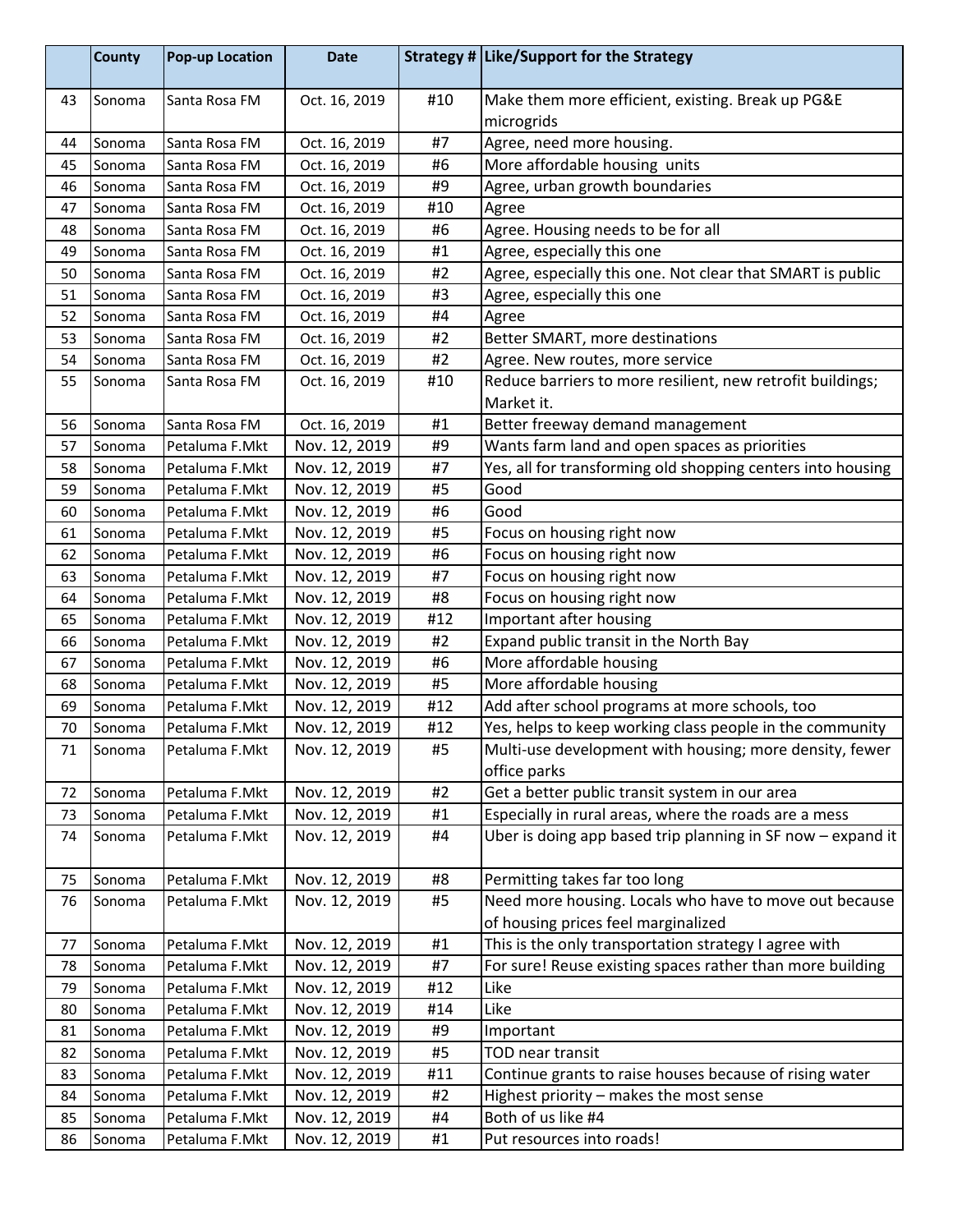| | County | Pop-up Location | Date | Strategy # | Like/Support for the Strategy |
|---|---|---|---|---|---|
| 43 | Sonoma | Santa Rosa FM | Oct. 16, 2019 | #10 | Make them more efficient, existing. Break up PG&E microgrids |
| 44 | Sonoma | Santa Rosa FM | Oct. 16, 2019 | #7 | Agree, need more housing. |
| 45 | Sonoma | Santa Rosa FM | Oct. 16, 2019 | #6 | More affordable housing units |
| 46 | Sonoma | Santa Rosa FM | Oct. 16, 2019 | #9 | Agree, urban growth boundaries |
| 47 | Sonoma | Santa Rosa FM | Oct. 16, 2019 | #10 | Agree |
| 48 | Sonoma | Santa Rosa FM | Oct. 16, 2019 | #6 | Agree. Housing needs to be for all |
| 49 | Sonoma | Santa Rosa FM | Oct. 16, 2019 | #1 | Agree, especially this one |
| 50 | Sonoma | Santa Rosa FM | Oct. 16, 2019 | #2 | Agree, especially this one. Not clear that SMART is public |
| 51 | Sonoma | Santa Rosa FM | Oct. 16, 2019 | #3 | Agree, especially this one |
| 52 | Sonoma | Santa Rosa FM | Oct. 16, 2019 | #4 | Agree |
| 53 | Sonoma | Santa Rosa FM | Oct. 16, 2019 | #2 | Better SMART, more destinations |
| 54 | Sonoma | Santa Rosa FM | Oct. 16, 2019 | #2 | Agree. New routes, more service |
| 55 | Sonoma | Santa Rosa FM | Oct. 16, 2019 | #10 | Reduce barriers to more resilient, new retrofit buildings; Market it. |
| 56 | Sonoma | Santa Rosa FM | Oct. 16, 2019 | #1 | Better freeway demand management |
| 57 | Sonoma | Petaluma F.Mkt | Nov. 12, 2019 | #9 | Wants farm land and open spaces as priorities |
| 58 | Sonoma | Petaluma F.Mkt | Nov. 12, 2019 | #7 | Yes, all for transforming old shopping centers into housing |
| 59 | Sonoma | Petaluma F.Mkt | Nov. 12, 2019 | #5 | Good |
| 60 | Sonoma | Petaluma F.Mkt | Nov. 12, 2019 | #6 | Good |
| 61 | Sonoma | Petaluma F.Mkt | Nov. 12, 2019 | #5 | Focus on housing right now |
| 62 | Sonoma | Petaluma F.Mkt | Nov. 12, 2019 | #6 | Focus on housing right now |
| 63 | Sonoma | Petaluma F.Mkt | Nov. 12, 2019 | #7 | Focus on housing right now |
| 64 | Sonoma | Petaluma F.Mkt | Nov. 12, 2019 | #8 | Focus on housing right now |
| 65 | Sonoma | Petaluma F.Mkt | Nov. 12, 2019 | #12 | Important after housing |
| 66 | Sonoma | Petaluma F.Mkt | Nov. 12, 2019 | #2 | Expand public transit in the North Bay |
| 67 | Sonoma | Petaluma F.Mkt | Nov. 12, 2019 | #6 | More affordable housing |
| 68 | Sonoma | Petaluma F.Mkt | Nov. 12, 2019 | #5 | More affordable housing |
| 69 | Sonoma | Petaluma F.Mkt | Nov. 12, 2019 | #12 | Add after school programs at more schools, too |
| 70 | Sonoma | Petaluma F.Mkt | Nov. 12, 2019 | #12 | Yes, helps to keep working class people in the community |
| 71 | Sonoma | Petaluma F.Mkt | Nov. 12, 2019 | #5 | Multi-use development with housing; more density, fewer office parks |
| 72 | Sonoma | Petaluma F.Mkt | Nov. 12, 2019 | #2 | Get a better public transit system in our area |
| 73 | Sonoma | Petaluma F.Mkt | Nov. 12, 2019 | #1 | Especially in rural areas, where the roads are a mess |
| 74 | Sonoma | Petaluma F.Mkt | Nov. 12, 2019 | #4 | Uber is doing app based trip planning in SF now – expand it |
| 75 | Sonoma | Petaluma F.Mkt | Nov. 12, 2019 | #8 | Permitting takes far too long |
| 76 | Sonoma | Petaluma F.Mkt | Nov. 12, 2019 | #5 | Need more housing. Locals who have to move out because of housing prices feel marginalized |
| 77 | Sonoma | Petaluma F.Mkt | Nov. 12, 2019 | #1 | This is the only transportation strategy I agree with |
| 78 | Sonoma | Petaluma F.Mkt | Nov. 12, 2019 | #7 | For sure! Reuse existing spaces rather than more building |
| 79 | Sonoma | Petaluma F.Mkt | Nov. 12, 2019 | #12 | Like |
| 80 | Sonoma | Petaluma F.Mkt | Nov. 12, 2019 | #14 | Like |
| 81 | Sonoma | Petaluma F.Mkt | Nov. 12, 2019 | #9 | Important |
| 82 | Sonoma | Petaluma F.Mkt | Nov. 12, 2019 | #5 | TOD near transit |
| 83 | Sonoma | Petaluma F.Mkt | Nov. 12, 2019 | #11 | Continue grants to raise houses because of rising water |
| 84 | Sonoma | Petaluma F.Mkt | Nov. 12, 2019 | #2 | Highest priority – makes the most sense |
| 85 | Sonoma | Petaluma F.Mkt | Nov. 12, 2019 | #4 | Both of us like #4 |
| 86 | Sonoma | Petaluma F.Mkt | Nov. 12, 2019 | #1 | Put resources into roads! |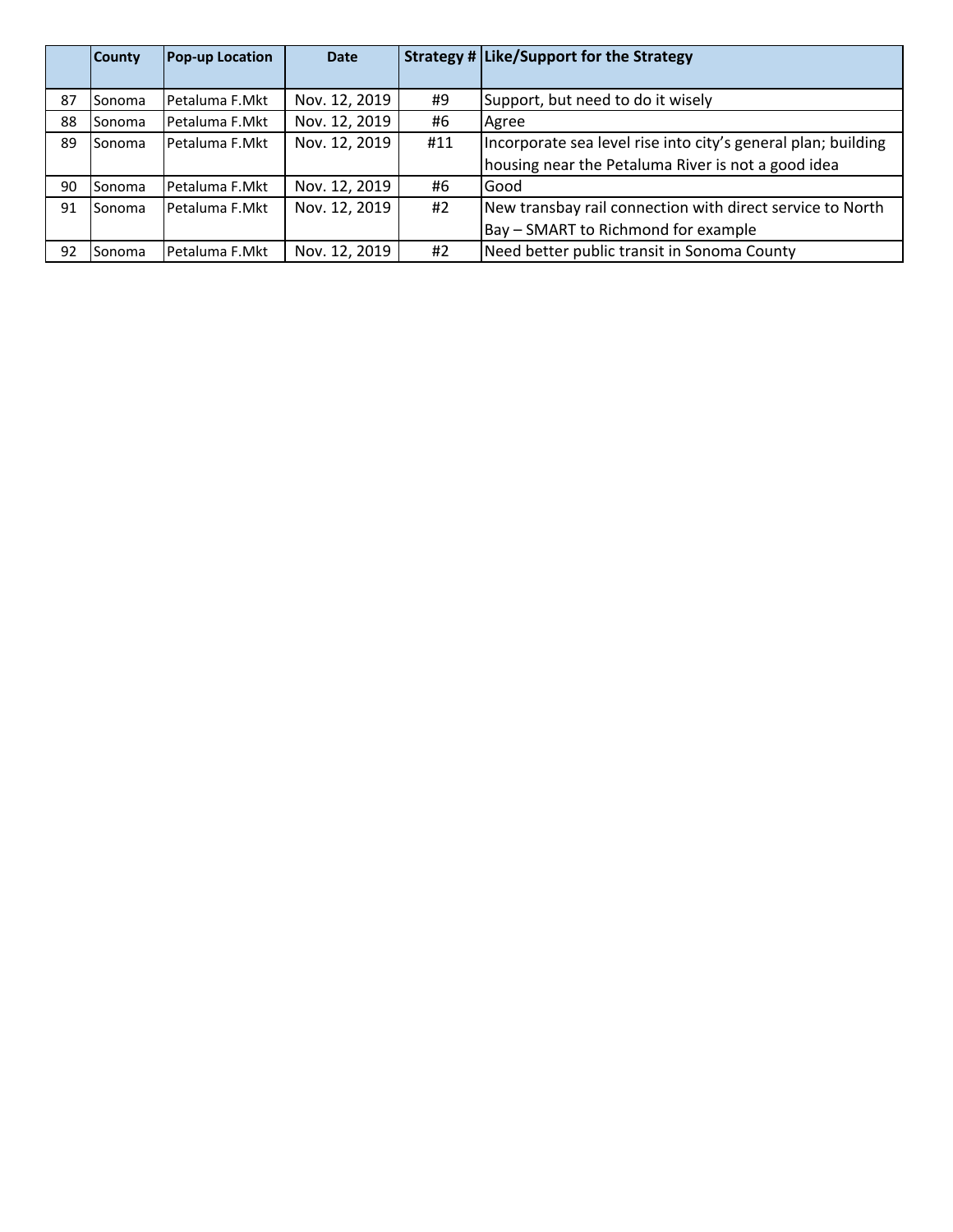| | County | Pop-up Location | Date | Strategy # | Like/Support for the Strategy |
|---|---|---|---|---|---|
| 87 | Sonoma | Petaluma F.Mkt | Nov. 12, 2019 | #9 | Support, but need to do it wisely |
| 88 | Sonoma | Petaluma F.Mkt | Nov. 12, 2019 | #6 | Agree |
| 89 | Sonoma | Petaluma F.Mkt | Nov. 12, 2019 | #11 | Incorporate sea level rise into city's general plan; building housing near the Petaluma River is not a good idea |
| 90 | Sonoma | Petaluma F.Mkt | Nov. 12, 2019 | #6 | Good |
| 91 | Sonoma | Petaluma F.Mkt | Nov. 12, 2019 | #2 | New transbay rail connection with direct service to North Bay – SMART to Richmond for example |
| 92 | Sonoma | Petaluma F.Mkt | Nov. 12, 2019 | #2 | Need better public transit in Sonoma County |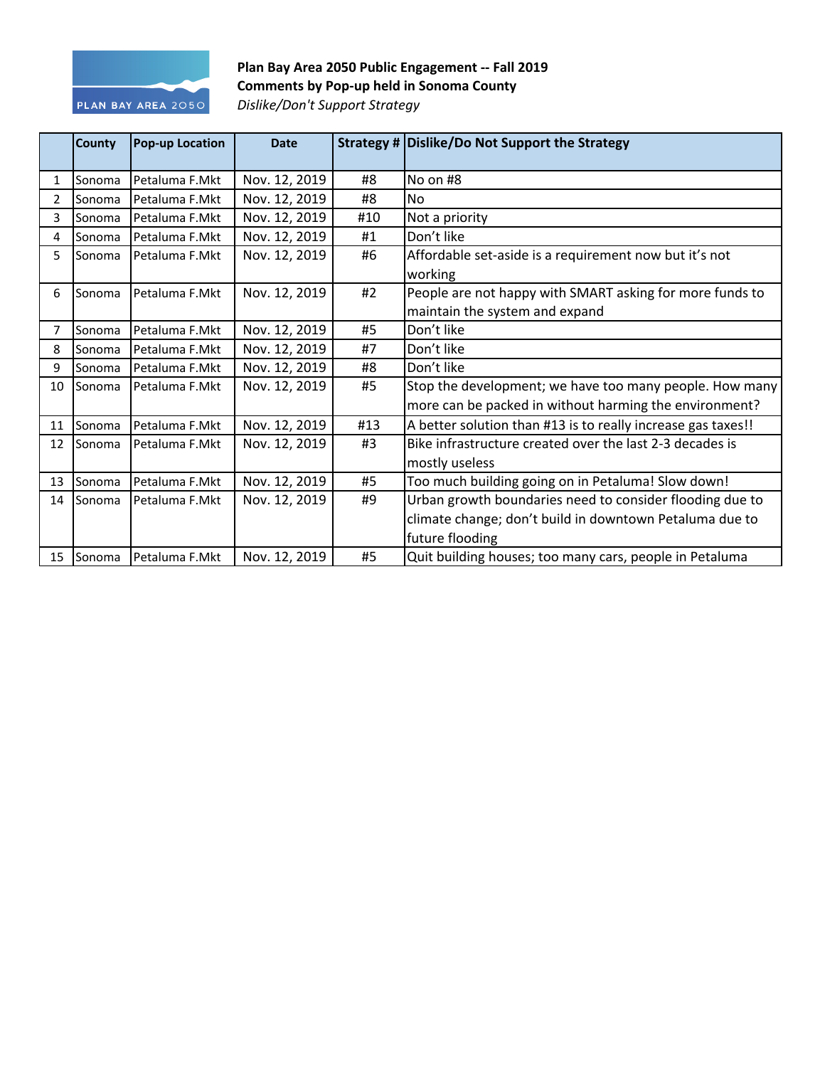**Plan Bay Area 2050 Public Engagement -- Fall 2019**
**Comments by Pop-up held in Sonoma County**
*Dislike/Don't Support Strategy*

| | County | Pop-up Location | Date | Strategy # | Dislike/Do Not Support the Strategy |
|---|---|---|---|---|---|
| 1 | Sonoma | Petaluma F.Mkt | Nov. 12, 2019 | #8 | No on #8 |
| 2 | Sonoma | Petaluma F.Mkt | Nov. 12, 2019 | #8 | No |
| 3 | Sonoma | Petaluma F.Mkt | Nov. 12, 2019 | #10 | Not a priority |
| 4 | Sonoma | Petaluma F.Mkt | Nov. 12, 2019 | #1 | Don't like |
| 5 | Sonoma | Petaluma F.Mkt | Nov. 12, 2019 | #6 | Affordable set-aside is a requirement now but it's not working |
| 6 | Sonoma | Petaluma F.Mkt | Nov. 12, 2019 | #2 | People are not happy with SMART asking for more funds to maintain the system and expand |
| 7 | Sonoma | Petaluma F.Mkt | Nov. 12, 2019 | #5 | Don't like |
| 8 | Sonoma | Petaluma F.Mkt | Nov. 12, 2019 | #7 | Don't like |
| 9 | Sonoma | Petaluma F.Mkt | Nov. 12, 2019 | #8 | Don't like |
| 10 | Sonoma | Petaluma F.Mkt | Nov. 12, 2019 | #5 | Stop the development; we have too many people. How many more can be packed in without harming the environment? |
| 11 | Sonoma | Petaluma F.Mkt | Nov. 12, 2019 | #13 | A better solution than #13 is to really increase gas taxes!! |
| 12 | Sonoma | Petaluma F.Mkt | Nov. 12, 2019 | #3 | Bike infrastructure created over the last 2-3 decades is mostly useless |
| 13 | Sonoma | Petaluma F.Mkt | Nov. 12, 2019 | #5 | Too much building going on in Petaluma! Slow down! |
| 14 | Sonoma | Petaluma F.Mkt | Nov. 12, 2019 | #9 | Urban growth boundaries need to consider flooding due to climate change; don't build in downtown Petaluma due to future flooding |
| 15 | Sonoma | Petaluma F.Mkt | Nov. 12, 2019 | #5 | Quit building houses; too many cars, people in Petaluma |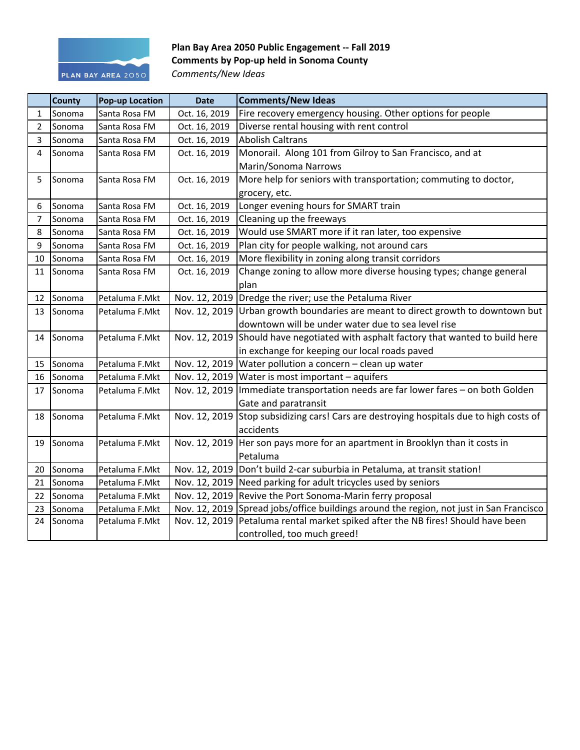**Plan Bay Area 2050 Public Engagement -- Fall 2019**
**Comments by Pop-up held in Sonoma County**
*Comments/New Ideas*

| | County | Pop-up Location | Date | Comments/New Ideas |
|---|---|---|---|---|
| 1 | Sonoma | Santa Rosa FM | Oct. 16, 2019 | Fire recovery emergency housing. Other options for people |
| 2 | Sonoma | Santa Rosa FM | Oct. 16, 2019 | Diverse rental housing with rent control |
| 3 | Sonoma | Santa Rosa FM | Oct. 16, 2019 | Abolish Caltrans |
| 4 | Sonoma | Santa Rosa FM | Oct. 16, 2019 | Monorail. Along 101 from Gilroy to San Francisco, and at Marin/Sonoma Narrows |
| 5 | Sonoma | Santa Rosa FM | Oct. 16, 2019 | More help for seniors with transportation; commuting to doctor, grocery, etc. |
| 6 | Sonoma | Santa Rosa FM | Oct. 16, 2019 | Longer evening hours for SMART train |
| 7 | Sonoma | Santa Rosa FM | Oct. 16, 2019 | Cleaning up the freeways |
| 8 | Sonoma | Santa Rosa FM | Oct. 16, 2019 | Would use SMART more if it ran later, too expensive |
| 9 | Sonoma | Santa Rosa FM | Oct. 16, 2019 | Plan city for people walking, not around cars |
| 10 | Sonoma | Santa Rosa FM | Oct. 16, 2019 | More flexibility in zoning along transit corridors |
| 11 | Sonoma | Santa Rosa FM | Oct. 16, 2019 | Change zoning to allow more diverse housing types; change general plan |
| 12 | Sonoma | Petaluma F.Mkt | Nov. 12, 2019 | Dredge the river; use the Petaluma River |
| 13 | Sonoma | Petaluma F.Mkt | Nov. 12, 2019 | Urban growth boundaries are meant to direct growth to downtown but downtown will be under water due to sea level rise |
| 14 | Sonoma | Petaluma F.Mkt | Nov. 12, 2019 | Should have negotiated with asphalt factory that wanted to build here in exchange for keeping our local roads paved |
| 15 | Sonoma | Petaluma F.Mkt | Nov. 12, 2019 | Water pollution a concern – clean up water |
| 16 | Sonoma | Petaluma F.Mkt | Nov. 12, 2019 | Water is most important – aquifers |
| 17 | Sonoma | Petaluma F.Mkt | Nov. 12, 2019 | Immediate transportation needs are far lower fares – on both Golden Gate and paratransit |
| 18 | Sonoma | Petaluma F.Mkt | Nov. 12, 2019 | Stop subsidizing cars! Cars are destroying hospitals due to high costs of accidents |
| 19 | Sonoma | Petaluma F.Mkt | Nov. 12, 2019 | Her son pays more for an apartment in Brooklyn than it costs in Petaluma |
| 20 | Sonoma | Petaluma F.Mkt | Nov. 12, 2019 | Don't build 2-car suburbia in Petaluma, at transit station! |
| 21 | Sonoma | Petaluma F.Mkt | Nov. 12, 2019 | Need parking for adult tricycles used by seniors |
| 22 | Sonoma | Petaluma F.Mkt | Nov. 12, 2019 | Revive the Port Sonoma-Marin ferry proposal |
| 23 | Sonoma | Petaluma F.Mkt | Nov. 12, 2019 | Spread jobs/office buildings around the region, not just in San Francisco |
| 24 | Sonoma | Petaluma F.Mkt | Nov. 12, 2019 | Petaluma rental market spiked after the NB fires! Should have been controlled, too much greed! |